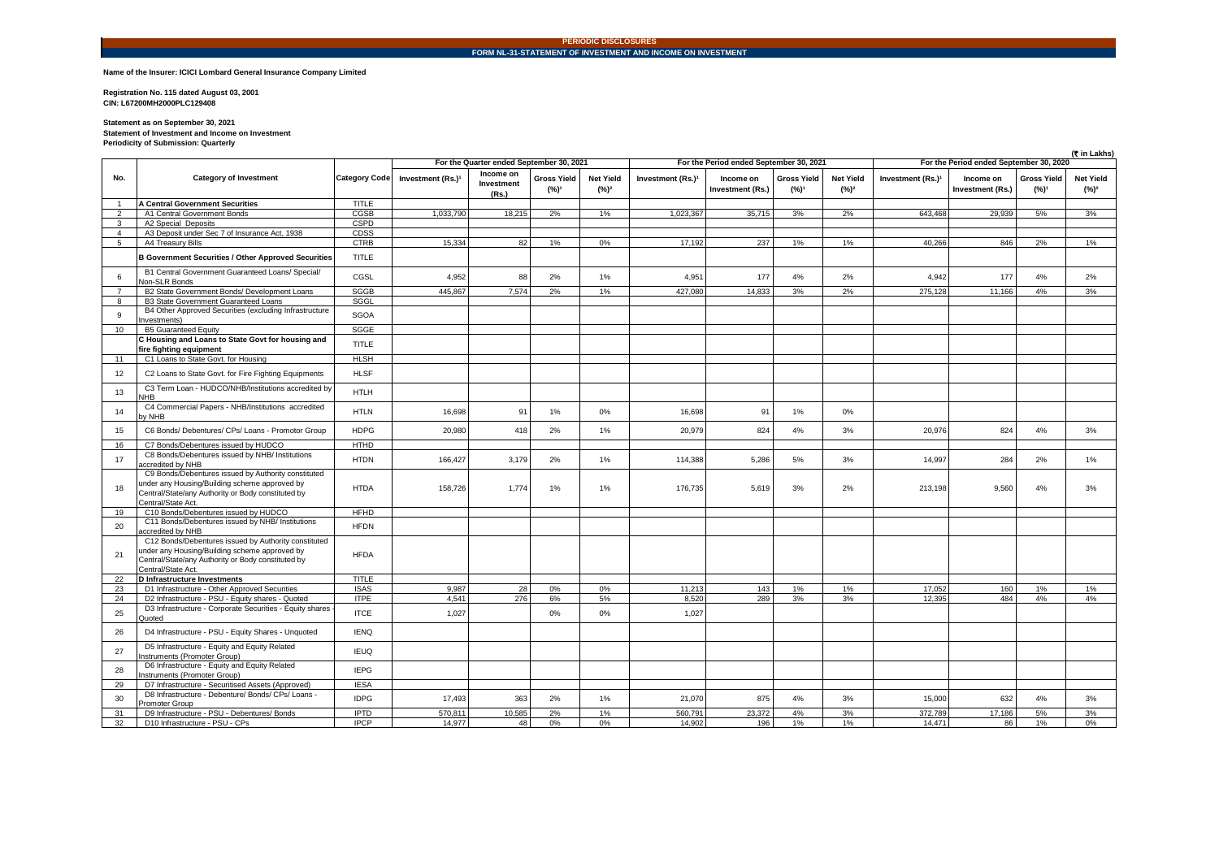PERIODIC DISCLOSURES

FORM NL-31-STATEMENT OF INVESTMENT AND INCOME ON INVESTMENT

**Name of the Insurer: ICICI Lombard General Insurance Company Limited**

**Registration No. 115 dated August 03, 2001**
**CIN: L67200MH2000PLC129408**

**Statement as on September 30, 2021**
**Statement of Investment and Income on Investment**
**Periodicity of Submission: Quarterly**

(₹ in Lakhs)

| No. | Category of Investment | Category Code | For the Quarter ended September 30, 2021 | | | | For the Period ended September 30, 2021 | | | | For the Period ended September 30, 2020 | | | |
|---|---|---|---|---|---|---|---|---|---|---|---|---|---|---|
| | | | Investment (Rs.)[1] | Income on Investment (Rs.) | Gross Yield (%)[1] | Net Yield (%)[2] | Investment (Rs.)[1] | Income on Investment (Rs.) | Gross Yield (%)[1] | Net Yield (%)[2] | Investment (Rs.)[1] | Income on Investment (Rs.) | Gross Yield (%)[1] | Net Yield (%)[2] |
| 1 | **A Central Government Securities** | TITLE | | | | | | | | | | | | |
| 2 | A1 Central Government Bonds | CGSB | 1,033,790 | 18,215 | 2% | 1% | 1,023,367 | 35,715 | 3% | 2% | 643,468 | 29,939 | 5% | 3% |
| 3 | A2 Special Deposits | CSPD | | | | | | | | | | | | |
| 4 | A3 Deposit under Sec 7 of Insurance Act, 1938 | CDSS | | | | | | | | | | | | |
| 5 | A4 Treasury Bills | CTRB | 15,334 | 82 | 1% | 0% | 17,192 | 237 | 1% | 1% | 40,266 | 846 | 2% | 1% |
| | **B Government Securities / Other Approved Securities** | TITLE | | | | | | | | | | | | |
| 6 | B1 Central Government Guaranteed Loans/ Special/ Non-SLR Bonds | CGSL | 4,952 | 88 | 2% | 1% | 4,951 | 177 | 4% | 2% | 4,942 | 177 | 4% | 2% |
| 7 | B2 State Government Bonds/ Development Loans | SGGB | 445,867 | 7,574 | 2% | 1% | 427,080 | 14,833 | 3% | 2% | 275,128 | 11,166 | 4% | 3% |
| 8 | B3 State Government Guaranteed Loans | SGGL | | | | | | | | | | | | |
| 9 | B4 Other Approved Securities (excluding Infrastructure Investments) | SGOA | | | | | | | | | | | | |
| 10 | B5 Guaranteed Equity | SGGE | | | | | | | | | | | | |
| | **C Housing and Loans to State Govt for housing and fire fighting equipment** | TITLE | | | | | | | | | | | | |
| 11 | C1 Loans to State Govt. for Housing | HLSH | | | | | | | | | | | | |
| 12 | C2 Loans to State Govt. for Fire Fighting Equipments | HLSF | | | | | | | | | | | | |
| 13 | C3 Term Loan - HUDCO/NHB/Institutions accredited by NHB | HTLH | | | | | | | | | | | | |
| 14 | C4 Commercial Papers - NHB/Institutions accredited by NHB | HTLN | 16,698 | 91 | 1% | 0% | 16,698 | 91 | 1% | 0% | | | | |
| 15 | C6 Bonds/ Debentures/ CPs/ Loans - Promotor Group | HDPG | 20,980 | 418 | 2% | 1% | 20,979 | 824 | 4% | 3% | 20,976 | 824 | 4% | 3% |
| 16 | C7 Bonds/Debentures issued by HUDCO | HTHD | | | | | | | | | | | | |
| 17 | C8 Bonds/Debentures issued by NHB/ Institutions accredited by NHB | HTDN | 166,427 | 3,179 | 2% | 1% | 114,388 | 5,286 | 5% | 3% | 14,997 | 284 | 2% | 1% |
| 18 | C9 Bonds/Debentures issued by Authority constituted under any Housing/Building scheme approved by Central/State/any Authority or Body constituted by Central/State Act. | HTDA | 158,726 | 1,774 | 1% | 1% | 176,735 | 5,619 | 3% | 2% | 213,198 | 9,560 | 4% | 3% |
| 19 | C10 Bonds/Debentures issued by HUDCO | HFHD | | | | | | | | | | | | |
| 20 | C11 Bonds/Debentures issued by NHB/ Institutions accredited by NHB | HFDN | | | | | | | | | | | | |
| 21 | C12 Bonds/Debentures issued by Authority constituted under any Housing/Building scheme approved by Central/State/any Authority or Body constituted by Central/State Act. | HFDA | | | | | | | | | | | | |
| 22 | **D Infrastructure Investments** | TITLE | | | | | | | | | | | | |
| 23 | D1 Infrastructure - Other Approved Securities | ISAS | 9,987 | 28 | 0% | 0% | 11,213 | 143 | 1% | 1% | 17,052 | 160 | 1% | 1% |
| 24 | D2 Infrastructure - PSU - Equity shares - Quoted | ITPE | 4,541 | 276 | 6% | 5% | 8,520 | 289 | 3% | 3% | 12,395 | 484 | 4% | 4% |
| 25 | D3 Infrastructure - Corporate Securities - Equity shares - Quoted | ITCE | 1,027 | | 0% | 0% | 1,027 | | | | | | | |
| 26 | D4 Infrastructure - PSU - Equity Shares - Unquoted | IENQ | | | | | | | | | | | | |
| 27 | D5 Infrastructure - Equity and Equity Related Instruments (Promoter Group) | IEUQ | | | | | | | | | | | | |
| 28 | D6 Infrastructure - Equity and Equity Related Instruments (Promoter Group) | IEPG | | | | | | | | | | | | |
| 29 | D7 Infrastructure - Securitised Assets (Approved) | IESA | | | | | | | | | | | | |
| 30 | D8 Infrastructure - Debenture/ Bonds/ CPs/ Loans - Promoter Group | IDPG | 17,493 | 363 | 2% | 1% | 21,070 | 875 | 4% | 3% | 15,000 | 632 | 4% | 3% |
| 31 | D9 Infrastructure - PSU - Debentures/ Bonds | IPTD | 570,811 | 10,585 | 2% | 1% | 560,791 | 23,372 | 4% | 3% | 372,789 | 17,186 | 5% | 3% |
| 32 | D10 Infrastructure - PSU - CPs | IPCP | 14,977 | 48 | 0% | 0% | 14,902 | 196 | 1% | 1% | 14,471 | 86 | 1% | 0% |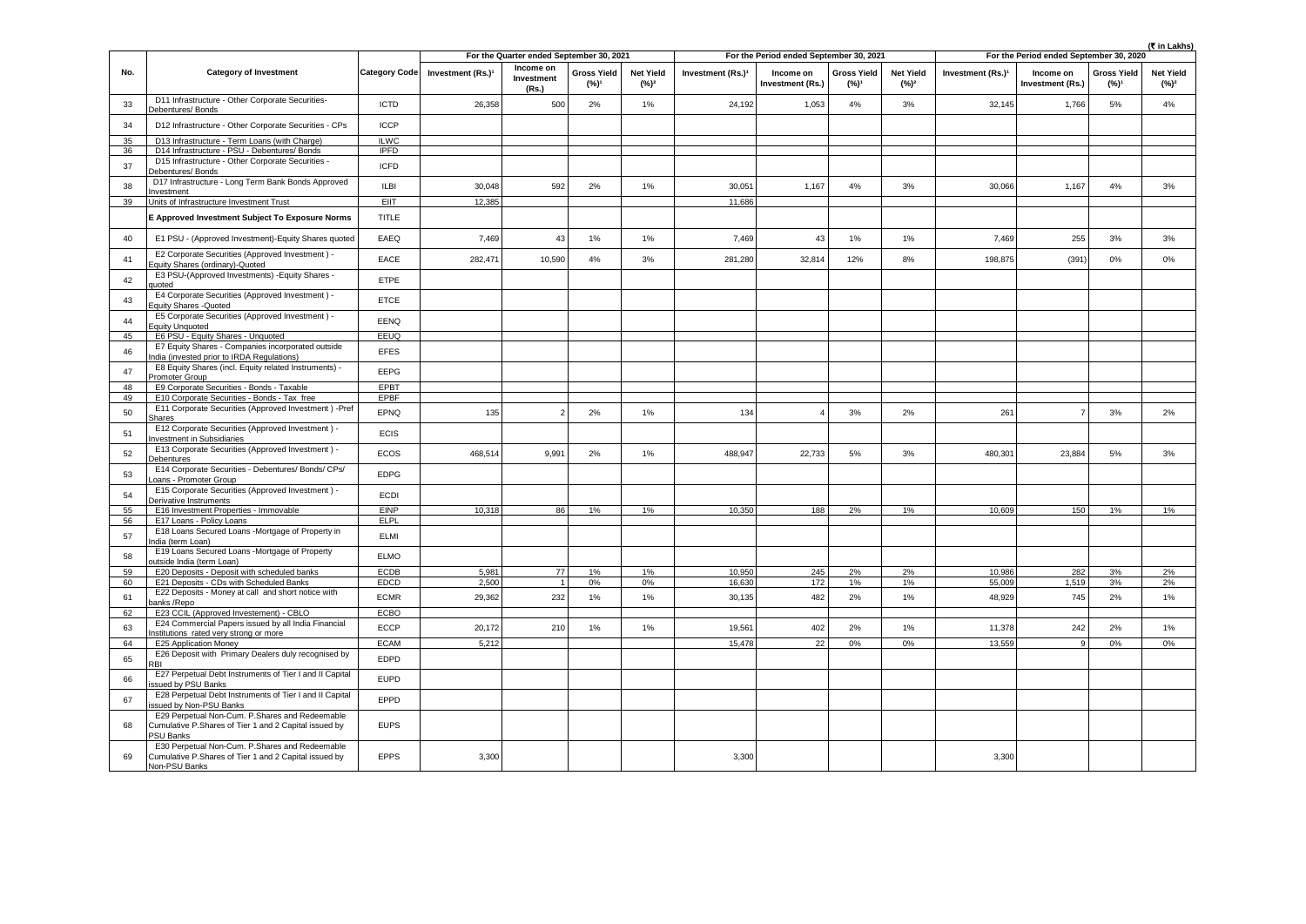(₹ in Lakhs)

| No. | Category of Investment | Category Code | For the Quarter ended September 30, 2021 | | | | For the Period ended September 30, 2021 | | | | For the Period ended September 30, 2020 | | | |
|---|---|---|---|---|---|---|---|---|---|---|---|---|---|---|
| | | | Investment (Rs.)[1] | Income on Investment (Rs.) | Gross Yield (%)[1] | Net Yield (%)[2] | Investment (Rs.)[1] | Income on Investment (Rs.) | Gross Yield (%)[1] | Net Yield (%)[2] | Investment (Rs.)[1] | Income on Investment (Rs.) | Gross Yield (%)[1] | Net Yield (%)[2] |
| 33 | D11 Infrastructure - Other Corporate Securities- Debentures/ Bonds | ICTD | 26,358 | 500 | 2% | 1% | 24,192 | 1,053 | 4% | 3% | 32,145 | 1,766 | 5% | 4% |
| 34 | D12 Infrastructure - Other Corporate Securities - CPs | ICCP | | | | | | | | | | | | |
| 35 | D13 Infrastructure - Term Loans (with Charge) | ILWC | | | | | | | | | | | | |
| 36 | D14 Infrastructure - PSU - Debentures/ Bonds | IPFD | | | | | | | | | | | | |
| 37 | D15 Infrastructure - Other Corporate Securities - Debentures/ Bonds | ICFD | | | | | | | | | | | | |
| 38 | D17 Infrastructure - Long Term Bank Bonds Approved Investment | ILBI | 30,048 | 592 | 2% | 1% | 30,051 | 1,167 | 4% | 3% | 30,066 | 1,167 | 4% | 3% |
| 39 | Units of Infrastructure Investment Trust | EIIT | 12,385 | | | | 11,686 | | | | | | | |
| | **E Approved Investment Subject To Exposure Norms** | TITLE | | | | | | | | | | | | |
| 40 | E1 PSU - (Approved Investment)-Equity Shares quoted | EAEQ | 7,469 | 43 | 1% | 1% | 7,469 | 43 | 1% | 1% | 7,469 | 255 | 3% | 3% |
| 41 | E2 Corporate Securities (Approved Investment ) - Equity Shares (ordinary)-Quoted | EACE | 282,471 | 10,590 | 4% | 3% | 281,280 | 32,814 | 12% | 8% | 198,875 | (391) | 0% | 0% |
| 42 | E3 PSU-(Approved Investments) -Equity Shares - quoted | ETPE | | | | | | | | | | | | |
| 43 | E4 Corporate Securities (Approved Investment ) - Equity Shares -Quoted | ETCE | | | | | | | | | | | | |
| 44 | E5 Corporate Securities (Approved Investment ) - Equity Unquoted | EENQ | | | | | | | | | | | | |
| 45 | E6 PSU - Equity Shares - Unquoted | EEUQ | | | | | | | | | | | | |
| 46 | E7 Equity Shares - Companies incorporated outside India (invested prior to IRDA Regulations) | EFES | | | | | | | | | | | | |
| 47 | E8 Equity Shares (incl. Equity related Instruments) - Promoter Group | EEPG | | | | | | | | | | | | |
| 48 | E9 Corporate Securities - Bonds - Taxable | EPBT | | | | | | | | | | | | |
| 49 | E10 Corporate Securities - Bonds - Tax free | EPBF | | | | | | | | | | | | |
| 50 | E11 Corporate Securities (Approved Investment ) -Pref Shares | EPNQ | 135 | 2 | 2% | 1% | 134 | 4 | 3% | 2% | 261 | 7 | 3% | 2% |
| 51 | E12 Corporate Securities (Approved Investment ) - Investment in Subsidiaries | ECIS | | | | | | | | | | | | |
| 52 | E13 Corporate Securities (Approved Investment ) - Debentures | ECOS | 468,514 | 9,991 | 2% | 1% | 488,947 | 22,733 | 5% | 3% | 480,301 | 23,884 | 5% | 3% |
| 53 | E14 Corporate Securities - Debentures/ Bonds/ CPs/ Loans - Promoter Group | EDPG | | | | | | | | | | | | |
| 54 | E15 Corporate Securities (Approved Investment ) - Derivative Instruments | ECDI | | | | | | | | | | | | |
| 55 | E16 Investment Properties - Immovable | EINP | 10,318 | 86 | 1% | 1% | 10,350 | 188 | 2% | 1% | 10,609 | 150 | 1% | 1% |
| 56 | E17 Loans - Policy Loans | ELPL | | | | | | | | | | | | |
| 57 | E18 Loans Secured Loans -Mortgage of Property in India (term Loan) | ELMI | | | | | | | | | | | | |
| 58 | E19 Loans Secured Loans -Mortgage of Property outside India (term Loan) | ELMO | | | | | | | | | | | | |
| 59 | E20 Deposits - Deposit with scheduled banks | ECDB | 5,981 | 77 | 1% | 1% | 10,950 | 245 | 2% | 2% | 10,986 | 282 | 3% | 2% |
| 60 | E21 Deposits - CDs with Scheduled Banks | EDCD | 2,500 | 1 | 0% | 0% | 16,630 | 172 | 1% | 1% | 55,009 | 1,519 | 3% | 2% |
| 61 | E22 Deposits - Money at call and short notice with banks /Repo | ECMR | 29,362 | 232 | 1% | 1% | 30,135 | 482 | 2% | 1% | 48,929 | 745 | 2% | 1% |
| 62 | E23 CCIL (Approved Investement) - CBLO | ECBO | | | | | | | | | | | | |
| 63 | E24 Commercial Papers issued by all India Financial Institutions rated very strong or more | ECCP | 20,172 | 210 | 1% | 1% | 19,561 | 402 | 2% | 1% | 11,378 | 242 | 2% | 1% |
| 64 | E25 Application Money | ECAM | 5,212 | | | | 15,478 | 22 | 0% | 0% | 13,559 | 9 | 0% | 0% |
| 65 | E26 Deposit with Primary Dealers duly recognised by RBI | EDPD | | | | | | | | | | | | |
| 66 | E27 Perpetual Debt Instruments of Tier I and II Capital issued by PSU Banks | EUPD | | | | | | | | | | | | |
| 67 | E28 Perpetual Debt Instruments of Tier I and II Capital issued by Non-PSU Banks | EPPD | | | | | | | | | | | | |
| 68 | E29 Perpetual Non-Cum. P.Shares and Redeemable Cumulative P.Shares of Tier 1 and 2 Capital issued by PSU Banks | EUPS | | | | | | | | | | | | |
| 69 | E30 Perpetual Non-Cum. P.Shares and Redeemable Cumulative P.Shares of Tier 1 and 2 Capital issued by Non-PSU Banks | EPPS | 3,300 | | | | 3,300 | | | | 3,300 | | | |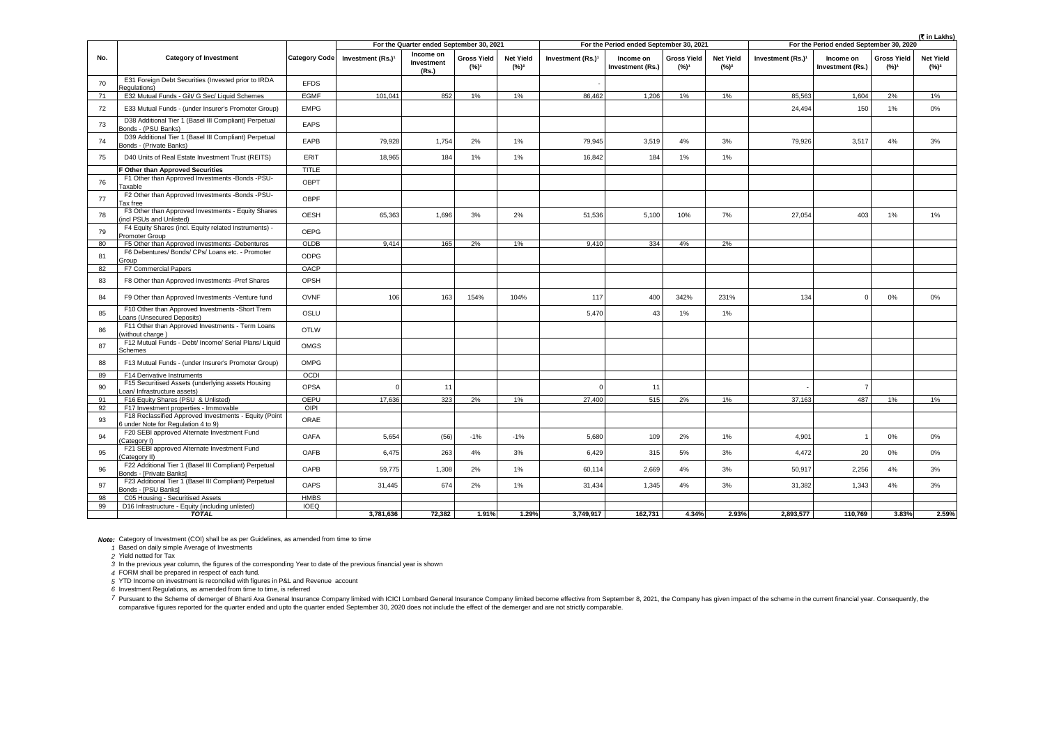(₹ in Lakhs)

| No. | Category of Investment | Category Code | For the Quarter ended September 30, 2021 | | | | For the Period ended September 30, 2021 | | | | For the Period ended September 30, 2020 | | | |
|---|---|---|---|---|---|---|---|---|---|---|---|---|---|---|
| | | | Investment (Rs.)[1] | Income on Investment (Rs.) | Gross Yield (%)[1] | Net Yield (%)[2] | Investment (Rs.)[1] | Income on Investment (Rs.) | Gross Yield (%)[1] | Net Yield (%)[2] | Investment (Rs.)[1] | Income on Investment (Rs.) | Gross Yield (%)[1] | Net Yield (%)[2] |
| 70 | E31 Foreign Debt Securities (Invested prior to IRDA Regulations) | EFDS | | | | | - | | | | | | | |
| 71 | E32 Mutual Funds - Gilt/ G Sec/ Liquid Schemes | EGMF | 101,041 | 852 | 1% | 1% | 86,462 | 1,206 | 1% | 1% | 85,563 | 1,604 | 2% | 1% |
| 72 | E33 Mutual Funds - (under Insurer's Promoter Group) | EMPG | | | | | | | | | 24,494 | 150 | 1% | 0% |
| 73 | D38 Additional Tier 1 (Basel III Compliant) Perpetual Bonds - (PSU Banks) | EAPS | | | | | | | | | | | | |
| 74 | D39 Additional Tier 1 (Basel III Compliant) Perpetual Bonds - (Private Banks) | EAPB | 79,928 | 1,754 | 2% | 1% | 79,945 | 3,519 | 4% | 3% | 79,926 | 3,517 | 4% | 3% |
| 75 | D40 Units of Real Estate Investment Trust (REITS) | ERIT | 18,965 | 184 | 1% | 1% | 16,842 | 184 | 1% | 1% | | | | |
| | **F Other than Approved Securities** | TITLE | | | | | | | | | | | | |
| 76 | F1 Other than Approved Investments -Bonds -PSU-Taxable | OBPT | | | | | | | | | | | | |
| 77 | F2 Other than Approved Investments -Bonds -PSU-Tax free | OBPF | | | | | | | | | | | | |
| 78 | F3 Other than Approved Investments - Equity Shares (incl PSUs and Unlisted) | OESH | 65,363 | 1,696 | 3% | 2% | 51,536 | 5,100 | 10% | 7% | 27,054 | 403 | 1% | 1% |
| 79 | F4 Equity Shares (incl. Equity related Instruments) - Promoter Group | OEPG | | | | | | | | | | | | |
| 80 | F5 Other than Approved Investments -Debentures | OLDB | 9,414 | 165 | 2% | 1% | 9,410 | 334 | 4% | 2% | | | | |
| 81 | F6 Debentures/ Bonds/ CPs/ Loans etc. - Promoter Group | ODPG | | | | | | | | | | | | |
| 82 | F7 Commercial Papers | OACP | | | | | | | | | | | | |
| 83 | F8 Other than Approved Investments -Pref Shares | OPSH | | | | | | | | | | | | |
| 84 | F9 Other than Approved Investments -Venture fund | OVNF | 106 | 163 | 154% | 104% | 117 | 400 | 342% | 231% | 134 | 0 | 0% | 0% |
| 85 | F10 Other than Approved Investments -Short Trem Loans (Unsecured Deposits) | OSLU | | | | | 5,470 | 43 | 1% | 1% | | | | |
| 86 | F11 Other than Approved Investments - Term Loans (without charge ) | OTLW | | | | | | | | | | | | |
| 87 | F12 Mutual Funds - Debt/ Income/ Serial Plans/ Liquid Schemes | OMGS | | | | | | | | | | | | |
| 88 | F13 Mutual Funds - (under Insurer's Promoter Group) | OMPG | | | | | | | | | | | | |
| 89 | F14 Derivative Instruments | OCDI | | | | | | | | | | | | |
| 90 | F15 Securitised Assets (underlying assets Housing Loan/ Infrastructure assets) | OPSA | 0 | 11 | | | 0 | 11 | | | - | 7 | | |
| 91 | F16 Equity Shares (PSU & Unlisted) | OEPU | 17,636 | 323 | 2% | 1% | 27,400 | 515 | 2% | 1% | 37,163 | 487 | 1% | 1% |
| 92 | F17 Investment properties - Immovable | OIPI | | | | | | | | | | | | |
| 93 | F18 Reclassified Approved Investments - Equity (Point 6 under Note for Regulation 4 to 9) | ORAE | | | | | | | | | | | | |
| 94 | F20 SEBI approved Alternate Investment Fund (Category I) | OAFA | 5,654 | (56) | -1% | -1% | 5,680 | 109 | 2% | 1% | 4,901 | 1 | 0% | 0% |
| 95 | F21 SEBI approved Alternate Investment Fund (Category II) | OAFB | 6,475 | 263 | 4% | 3% | 6,429 | 315 | 5% | 3% | 4,472 | 20 | 0% | 0% |
| 96 | F22 Additional Tier 1 (Basel III Compliant) Perpetual Bonds - [Private Banks] | OAPB | 59,775 | 1,308 | 2% | 1% | 60,114 | 2,669 | 4% | 3% | 50,917 | 2,256 | 4% | 3% |
| 97 | F23 Additional Tier 1 (Basel III Compliant) Perpetual Bonds - [PSU Banks] | OAPS | 31,445 | 674 | 2% | 1% | 31,434 | 1,345 | 4% | 3% | 31,382 | 1,343 | 4% | 3% |
| 98 | C05 Housing - Securitised Assets | HMBS | | | | | | | | | | | | |
| 99 | D16 Infrastructure - Equity (including unlisted) | IOEQ | | | | | | | | | | | | |
| | ***TOTAL*** | | **3,781,636** | **72,382** | **1.91%** | **1.29%** | **3,749,917** | **162,731** | **4.34%** | **2.93%** | **2,893,577** | **110,769** | **3.83%** | **2.59%** |

***Note:*** Category of Investment (COI) shall be as per Guidelines, as amended from time to time

1 Based on daily simple Average of Investments

2 Yield netted for Tax

3 In the previous year column, the figures of the corresponding Year to date of the previous financial year is shown

4 FORM shall be prepared in respect of each fund.

5 YTD Income on investment is reconciled with figures in P&L and Revenue account

6 Investment Regulations, as amended from time to time, is referred

7 Pursuant to the Scheme of demerger of Bharti Axa General Insurance Company limited with ICICI Lombard General Insurance Company limited become effective from September 8, 2021, the Company has given impact of the scheme in the current financial year. Consequently, the comparative figures reported for the quarter ended and upto the quarter ended September 30, 2020 does not include the effect of the demerger and are not strictly comparable.